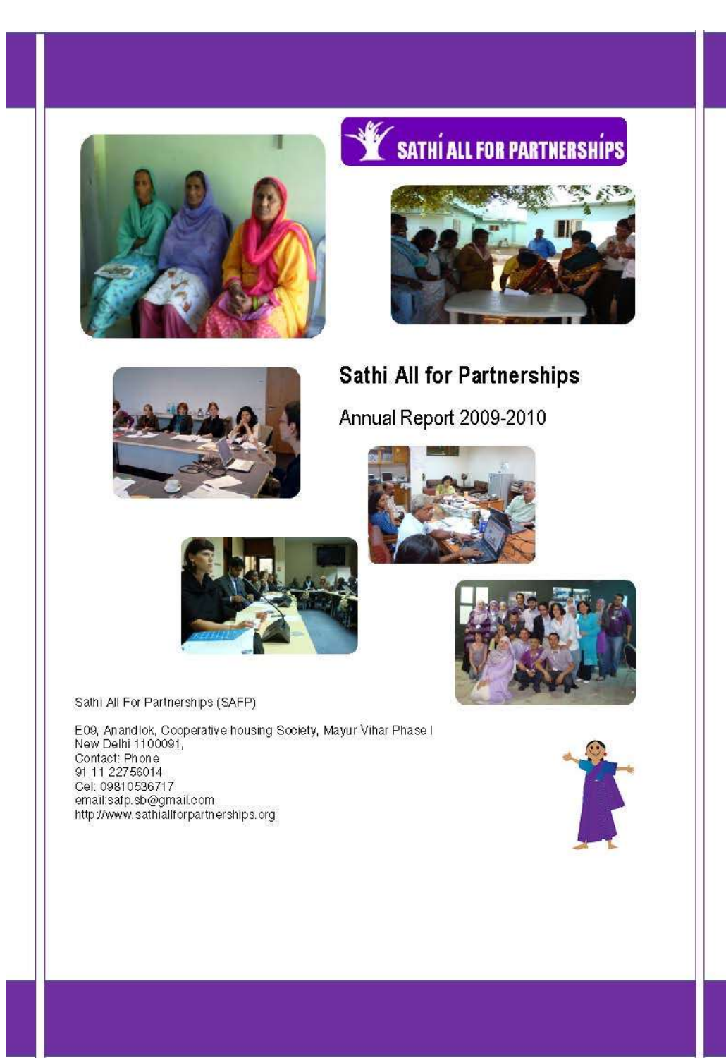SATHI ALL FOR PARTNERSHIPS

# Sathi All for Partnerships

Annual Report 2009-2010

Sathi All For Partnerships (SAFP)

E09, Anandlok, Cooperative housing Society, Mayur Vihar Phase I
New Delhi 1100091,
Contact: Phone
91 11 22756014
Cel: 09810536717
email:safp.sb@gmail.com
http://www.sathiallforpartnerships.org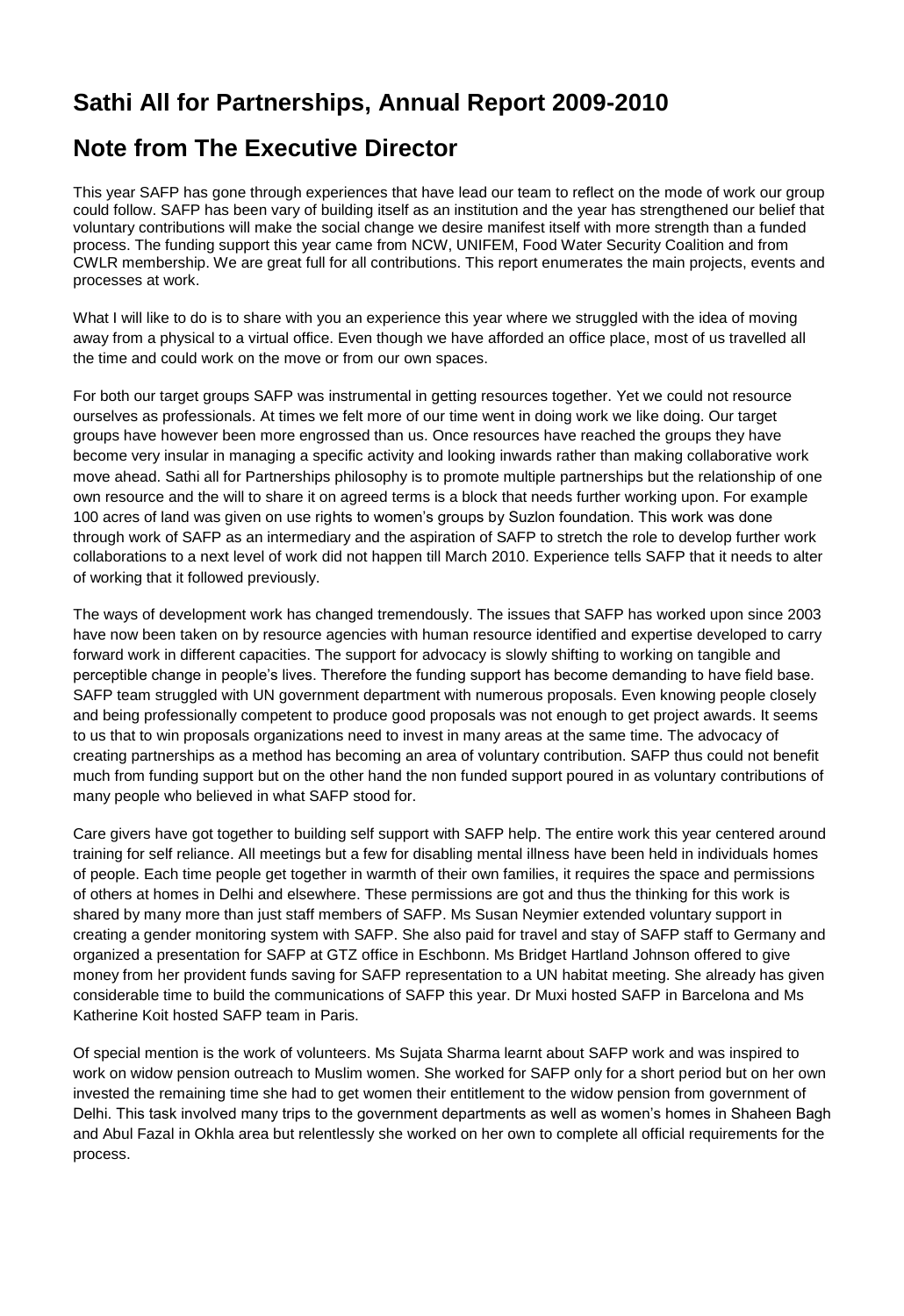# Sathi All for Partnerships, Annual Report 2009-2010

## Note from The Executive Director

This year SAFP has gone through experiences that have lead our team to reflect on the mode of work our group could follow. SAFP has been vary of building itself as an institution and the year has strengthened our belief that voluntary contributions will make the social change we desire manifest itself with more strength than a funded process. The funding support this year came from NCW, UNIFEM, Food Water Security Coalition and from CWLR membership. We are great full for all contributions. This report enumerates the main projects, events and processes at work.

What I will like to do is to share with you an experience this year where we struggled with the idea of moving away from a physical to a virtual office. Even though we have afforded an office place, most of us travelled all the time and could work on the move or from our own spaces.

For both our target groups SAFP was instrumental in getting resources together. Yet we could not resource ourselves as professionals. At times we felt more of our time went in doing work we like doing. Our target groups have however been more engrossed than us. Once resources have reached the groups they have become very insular in managing a specific activity and looking inwards rather than making collaborative work move ahead. Sathi all for Partnerships philosophy is to promote multiple partnerships but the relationship of one own resource and the will to share it on agreed terms is a block that needs further working upon. For example 100 acres of land was given on use rights to women's groups by Suzlon foundation. This work was done through work of SAFP as an intermediary and the aspiration of SAFP to stretch the role to develop further work collaborations to a next level of work did not happen till March 2010. Experience tells SAFP that it needs to alter of working that it followed previously.

The ways of development work has changed tremendously. The issues that SAFP has worked upon since 2003 have now been taken on by resource agencies with human resource identified and expertise developed to carry forward work in different capacities. The support for advocacy is slowly shifting to working on tangible and perceptible change in people's lives. Therefore the funding support has become demanding to have field base. SAFP team struggled with UN government department with numerous proposals. Even knowing people closely and being professionally competent to produce good proposals was not enough to get project awards. It seems to us that to win proposals organizations need to invest in many areas at the same time. The advocacy of creating partnerships as a method has becoming an area of voluntary contribution. SAFP thus could not benefit much from funding support but on the other hand the non funded support poured in as voluntary contributions of many people who believed in what SAFP stood for.

Care givers have got together to building self support with SAFP help. The entire work this year centered around training for self reliance. All meetings but a few for disabling mental illness have been held in individuals homes of people. Each time people get together in warmth of their own families, it requires the space and permissions of others at homes in Delhi and elsewhere. These permissions are got and thus the thinking for this work is shared by many more than just staff members of SAFP. Ms Susan Neymier extended voluntary support in creating a gender monitoring system with SAFP. She also paid for travel and stay of SAFP staff to Germany and organized a presentation for SAFP at GTZ office in Eschbonn. Ms Bridget Hartland Johnson offered to give money from her provident funds saving for SAFP representation to a UN habitat meeting. She already has given considerable time to build the communications of SAFP this year. Dr Muxi hosted SAFP in Barcelona and Ms Katherine Koit hosted SAFP team in Paris.

Of special mention is the work of volunteers. Ms Sujata Sharma learnt about SAFP work and was inspired to work on widow pension outreach to Muslim women. She worked for SAFP only for a short period but on her own invested the remaining time she had to get women their entitlement to the widow pension from government of Delhi. This task involved many trips to the government departments as well as women's homes in Shaheen Bagh and Abul Fazal in Okhla area but relentlessly she worked on her own to complete all official requirements for the process.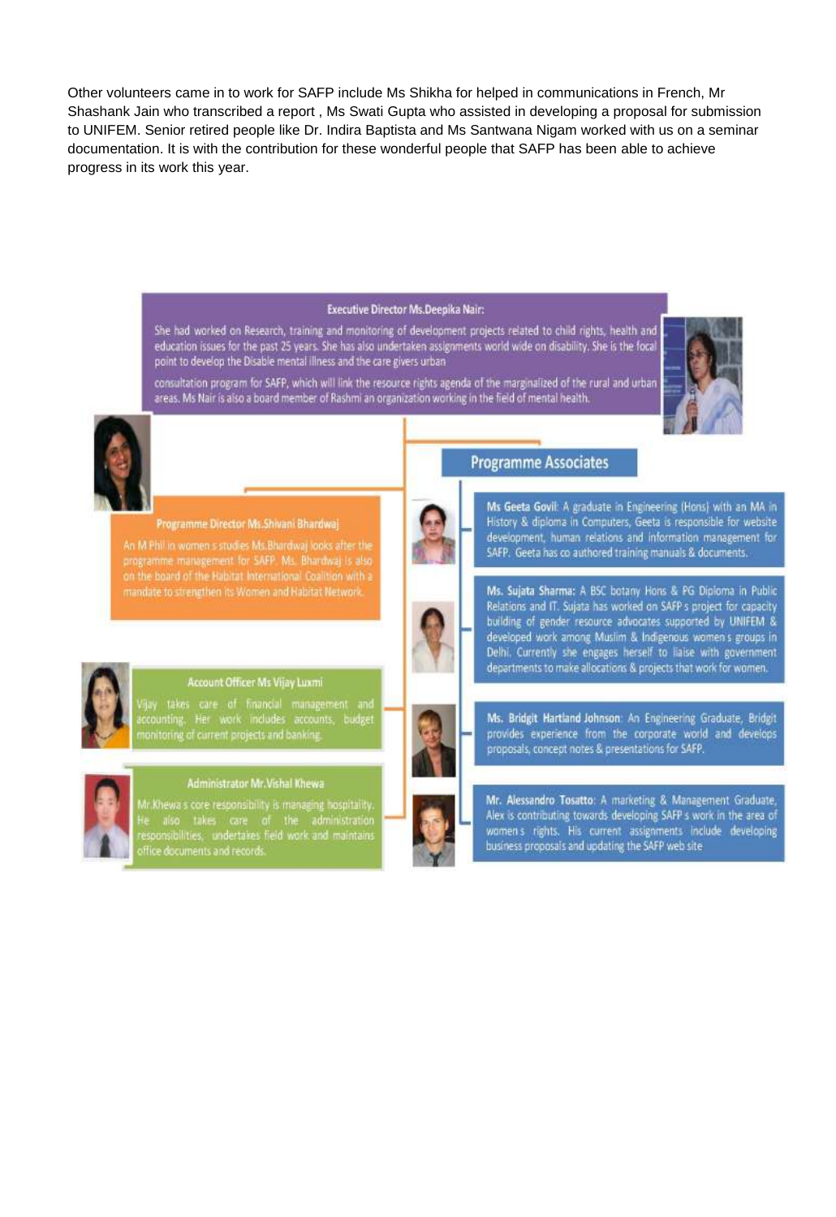Other volunteers came in to work for SAFP include Ms Shikha for helped in communications in French, Mr Shashank Jain who transcribed a report , Ms Swati Gupta who assisted in developing a proposal for submission to UNIFEM. Senior retired people like Dr. Indira Baptista and Ms Santwana Nigam worked with us on a seminar documentation. It is with the contribution for these wonderful people that SAFP has been able to achieve progress in its work this year.

**Executive Director Ms.Deepika Nair:**

She had worked on Research, training and monitoring of development projects related to child rights, health and education issues for the past 25 years. She has also undertaken assignments world wide on disability. She is the focal point to develop the Disable mental illness and the care givers urban

consultation program for SAFP, which will link the resource rights agenda of the marginalized of the rural and urban areas. Ms Nair is also a board member of Rashmi an organization working in the field of mental health.

**Programme Director Ms.Shivani Bhardwaj**

An M Phil in women s studies Ms.Bhardwaj looks after the programme management for SAFP. Ms. Bhardwaj is also on the board of the Habitat International Coalition with a mandate to strengthen its Women and Habitat Network.

**Account Officer Ms Vijay Luxmi**

Vijay takes care of financial management and accounting. Her work includes accounts, budget monitoring of current projects and banking.

**Administrator Mr.Vishal Khewa**

Mr.Khewa s core responsibility is managing hospitality. He also takes care of the administration responsibilities, undertakes field work and maintains office documents and records.

## Programme Associates

**Ms Geeta Govil**: A graduate in Engineering (Hons) with an MA in History & diploma in Computers, Geeta is responsible for website development, human relations and information management for SAFP. Geeta has co authored training manuals & documents.

**Ms. Sujata Sharma:** A BSC botany Hons & PG Diploma in Public Relations and IT. Sujata has worked on SAFP s project for capacity building of gender resource advocates supported by UNIFEM & developed work among Muslim & Indigenous women s groups in Delhi. Currently she engages herself to liaise with government departments to make allocations & projects that work for women.

**Ms. Bridgit Hartland Johnson**: An Engineering Graduate, Bridgit provides experience from the corporate world and develops proposals, concept notes & presentations for SAFP.

**Mr. Alessandro Tosatto**: A marketing & Management Graduate, Alex is contributing towards developing SAFP s work in the area of women s rights. His current assignments include developing business proposals and updating the SAFP web site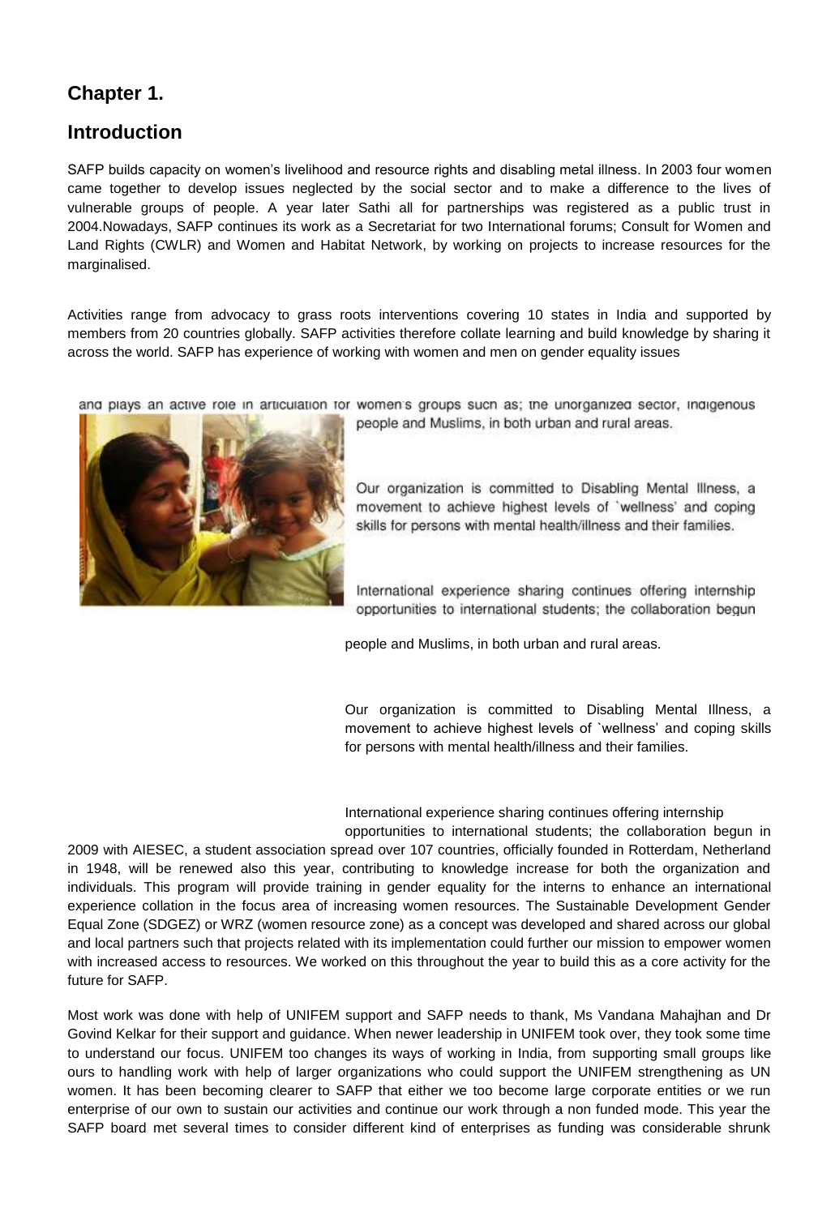## Chapter 1.

## Introduction

SAFP builds capacity on women's livelihood and resource rights and disabling metal illness. In 2003 four women came together to develop issues neglected by the social sector and to make a difference to the lives of vulnerable groups of people. A year later Sathi all for partnerships was registered as a public trust in 2004.Nowadays, SAFP continues its work as a Secretariat for two International forums; Consult for Women and Land Rights (CWLR) and Women and Habitat Network, by working on projects to increase resources for the marginalised.

Activities range from advocacy to grass roots interventions covering 10 states in India and supported by members from 20 countries globally. SAFP activities therefore collate learning and build knowledge by sharing it across the world. SAFP has experience of working with women and men on gender equality issues

and plays an active role in articulation for women's groups such as; the unorganized sector, indigenous people and Muslims, in both urban and rural areas.

Our organization is committed to Disabling Mental Illness, a movement to achieve highest levels of `wellness' and coping skills for persons with mental health/illness and their families.

International experience sharing continues offering internship opportunities to international students; the collaboration begun in 2009 with AIESEC, a student association spread over 107 countries, officially founded in Rotterdam, Netherland in 1948, will be renewed also this year, contributing to knowledge increase for both the organization and individuals. This program will provide training in gender equality for the interns to enhance an international experience collation in the focus area of increasing women resources. The Sustainable Development Gender Equal Zone (SDGEZ) or WRZ (women resource zone) as a concept was developed and shared across our global and local partners such that projects related with its implementation could further our mission to empower women with increased access to resources. We worked on this throughout the year to build this as a core activity for the future for SAFP.

Most work was done with help of UNIFEM support and SAFP needs to thank, Ms Vandana Mahajhan and Dr Govind Kelkar for their support and guidance. When newer leadership in UNIFEM took over, they took some time to understand our focus. UNIFEM too changes its ways of working in India, from supporting small groups like ours to handling work with help of larger organizations who could support the UNIFEM strengthening as UN women. It has been becoming clearer to SAFP that either we too become large corporate entities or we run enterprise of our own to sustain our activities and continue our work through a non funded mode. This year the SAFP board met several times to consider different kind of enterprises as funding was considerable shrunk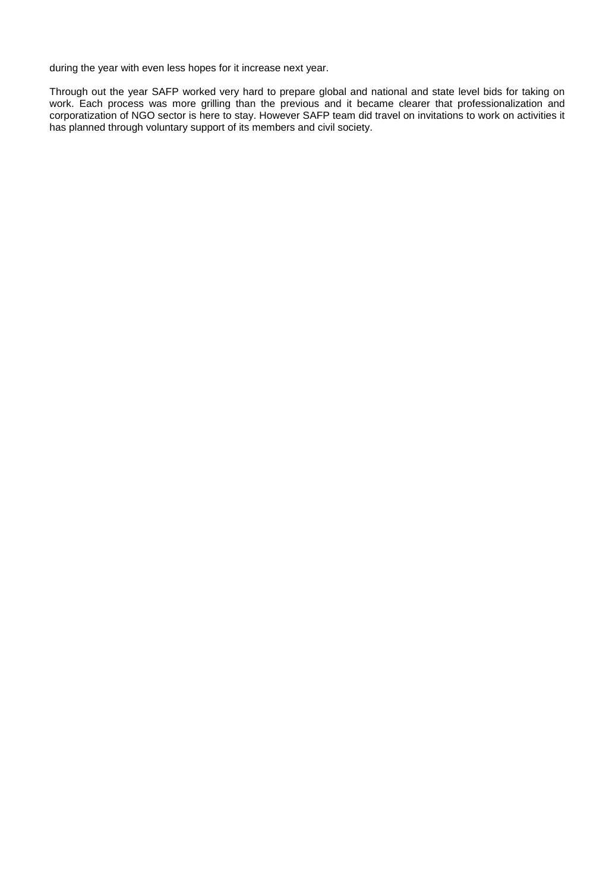during the year with even less hopes for it increase next year.

Through out the year SAFP worked very hard to prepare global and national and state level bids for taking on work. Each process was more grilling than the previous and it became clearer that professionalization and corporatization of NGO sector is here to stay. However SAFP team did travel on invitations to work on activities it has planned through voluntary support of its members and civil society.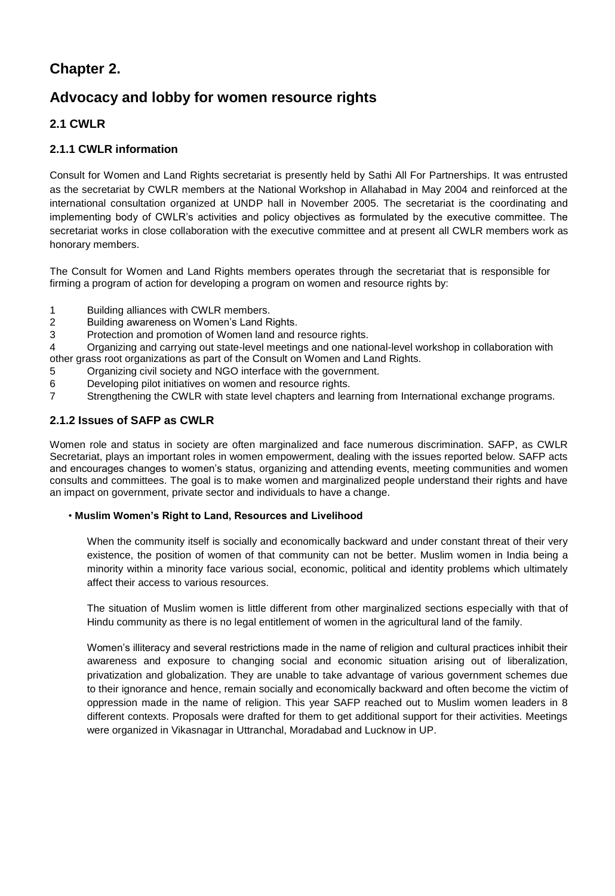# Chapter 2.

# Advocacy and lobby for women resource rights

## 2.1 CWLR

### 2.1.1 CWLR information

Consult for Women and Land Rights secretariat is presently held by Sathi All For Partnerships. It was entrusted as the secretariat by CWLR members at the National Workshop in Allahabad in May 2004 and reinforced at the international consultation organized at UNDP hall in November 2005. The secretariat is the coordinating and implementing body of CWLR's activities and policy objectives as formulated by the executive committee. The secretariat works in close collaboration with the executive committee and at present all CWLR members work as honorary members.

The Consult for Women and Land Rights members operates through the secretariat that is responsible for firming a program of action for developing a program on women and resource rights by:

1. Building alliances with CWLR members.
2. Building awareness on Women's Land Rights.
3. Protection and promotion of Women land and resource rights.
4. Organizing and carrying out state-level meetings and one national-level workshop in collaboration with other grass root organizations as part of the Consult on Women and Land Rights.
5. Organizing civil society and NGO interface with the government.
6. Developing pilot initiatives on women and resource rights.
7. Strengthening the CWLR with state level chapters and learning from International exchange programs.

### 2.1.2 Issues of SAFP as CWLR

Women role and status in society are often marginalized and face numerous discrimination. SAFP, as CWLR Secretariat, plays an important roles in women empowerment, dealing with the issues reported below. SAFP acts and encourages changes to women's status, organizing and attending events, meeting communities and women consults and committees. The goal is to make women and marginalized people understand their rights and have an impact on government, private sector and individuals to have a change.

- **Muslim Women's Right to Land, Resources and Livelihood**

  When the community itself is socially and economically backward and under constant threat of their very existence, the position of women of that community can not be better. Muslim women in India being a minority within a minority face various social, economic, political and identity problems which ultimately affect their access to various resources.

  The situation of Muslim women is little different from other marginalized sections especially with that of Hindu community as there is no legal entitlement of women in the agricultural land of the family.

  Women's illiteracy and several restrictions made in the name of religion and cultural practices inhibit their awareness and exposure to changing social and economic situation arising out of liberalization, privatization and globalization. They are unable to take advantage of various government schemes due to their ignorance and hence, remain socially and economically backward and often become the victim of oppression made in the name of religion. This year SAFP reached out to Muslim women leaders in 8 different contexts. Proposals were drafted for them to get additional support for their activities. Meetings were organized in Vikasnagar in Uttranchal, Moradabad and Lucknow in UP.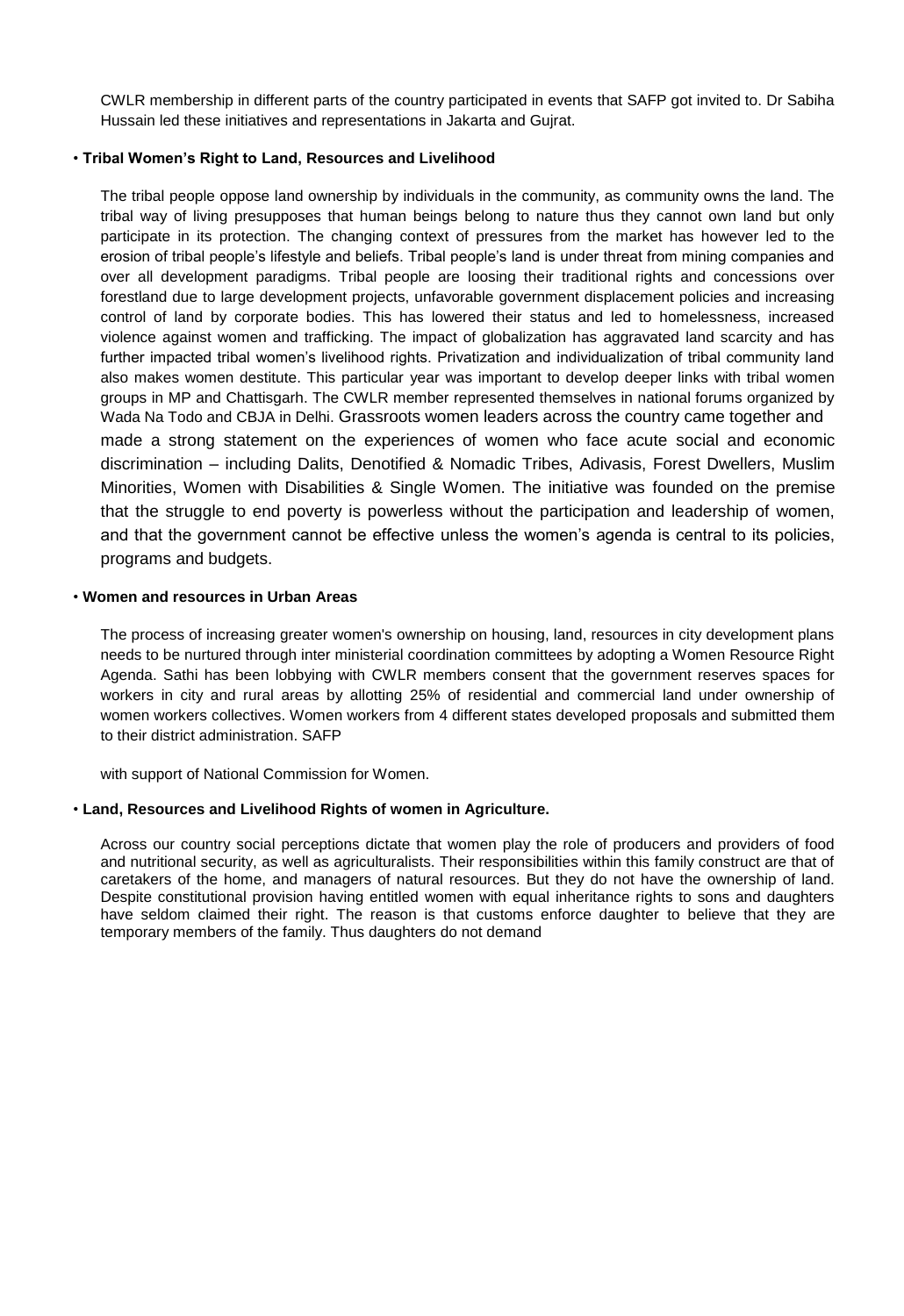CWLR membership in different parts of the country participated in events that SAFP got invited to. Dr Sabiha Hussain led these initiatives and representations in Jakarta and Gujrat.

• **Tribal Women's Right to Land, Resources and Livelihood**

The tribal people oppose land ownership by individuals in the community, as community owns the land. The tribal way of living presupposes that human beings belong to nature thus they cannot own land but only participate in its protection. The changing context of pressures from the market has however led to the erosion of tribal people's lifestyle and beliefs. Tribal people's land is under threat from mining companies and over all development paradigms. Tribal people are loosing their traditional rights and concessions over forestland due to large development projects, unfavorable government displacement policies and increasing control of land by corporate bodies. This has lowered their status and led to homelessness, increased violence against women and trafficking. The impact of globalization has aggravated land scarcity and has further impacted tribal women's livelihood rights. Privatization and individualization of tribal community land also makes women destitute. This particular year was important to develop deeper links with tribal women groups in MP and Chattisgarh. The CWLR member represented themselves in national forums organized by Wada Na Todo and CBJA in Delhi. Grassroots women leaders across the country came together and made a strong statement on the experiences of women who face acute social and economic discrimination – including Dalits, Denotified & Nomadic Tribes, Adivasis, Forest Dwellers, Muslim Minorities, Women with Disabilities & Single Women. The initiative was founded on the premise that the struggle to end poverty is powerless without the participation and leadership of women, and that the government cannot be effective unless the women's agenda is central to its policies, programs and budgets.

• **Women and resources in Urban Areas**

The process of increasing greater women's ownership on housing, land, resources in city development plans needs to be nurtured through inter ministerial coordination committees by adopting a Women Resource Right Agenda. Sathi has been lobbying with CWLR members consent that the government reserves spaces for workers in city and rural areas by allotting 25% of residential and commercial land under ownership of women workers collectives. Women workers from 4 different states developed proposals and submitted them to their district administration. SAFP

with support of National Commission for Women.

• **Land, Resources and Livelihood Rights of women in Agriculture.**

Across our country social perceptions dictate that women play the role of producers and providers of food and nutritional security, as well as agriculturalists. Their responsibilities within this family construct are that of caretakers of the home, and managers of natural resources. But they do not have the ownership of land. Despite constitutional provision having entitled women with equal inheritance rights to sons and daughters have seldom claimed their right. The reason is that customs enforce daughter to believe that they are temporary members of the family. Thus daughters do not demand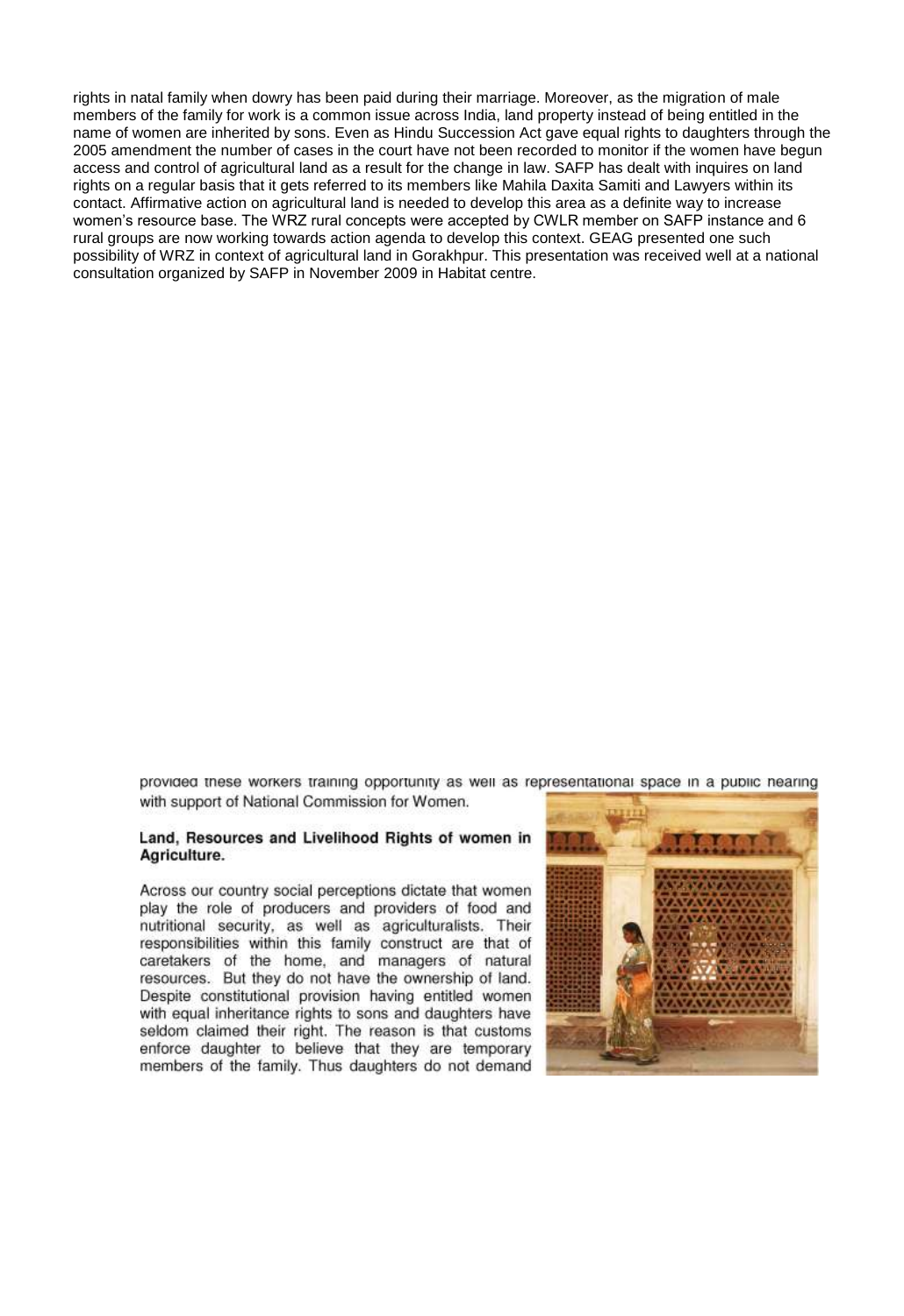rights in natal family when dowry has been paid during their marriage. Moreover, as the migration of male members of the family for work is a common issue across India, land property instead of being entitled in the name of women are inherited by sons. Even as Hindu Succession Act gave equal rights to daughters through the 2005 amendment the number of cases in the court have not been recorded to monitor if the women have begun access and control of agricultural land as a result for the change in law. SAFP has dealt with inquires on land rights on a regular basis that it gets referred to its members like Mahila Daxita Samiti and Lawyers within its contact. Affirmative action on agricultural land is needed to develop this area as a definite way to increase women's resource base. The WRZ rural concepts were accepted by CWLR member on SAFP instance and 6 rural groups are now working towards action agenda to develop this context. GEAG presented one such possibility of WRZ in context of agricultural land in Gorakhpur. This presentation was received well at a national consultation organized by SAFP in November 2009 in Habitat centre.

provided these workers training opportunity as well as representational space in a public hearing with support of National Commission for Women.

**Land, Resources and Livelihood Rights of women in Agriculture.**

Across our country social perceptions dictate that women play the role of producers and providers of food and nutritional security, as well as agriculturalists. Their responsibilities within this family construct are that of caretakers of the home, and managers of natural resources. But they do not have the ownership of land. Despite constitutional provision having entitled women with equal inheritance rights to sons and daughters have seldom claimed their right. The reason is that customs enforce daughter to believe that they are temporary members of the family. Thus daughters do not demand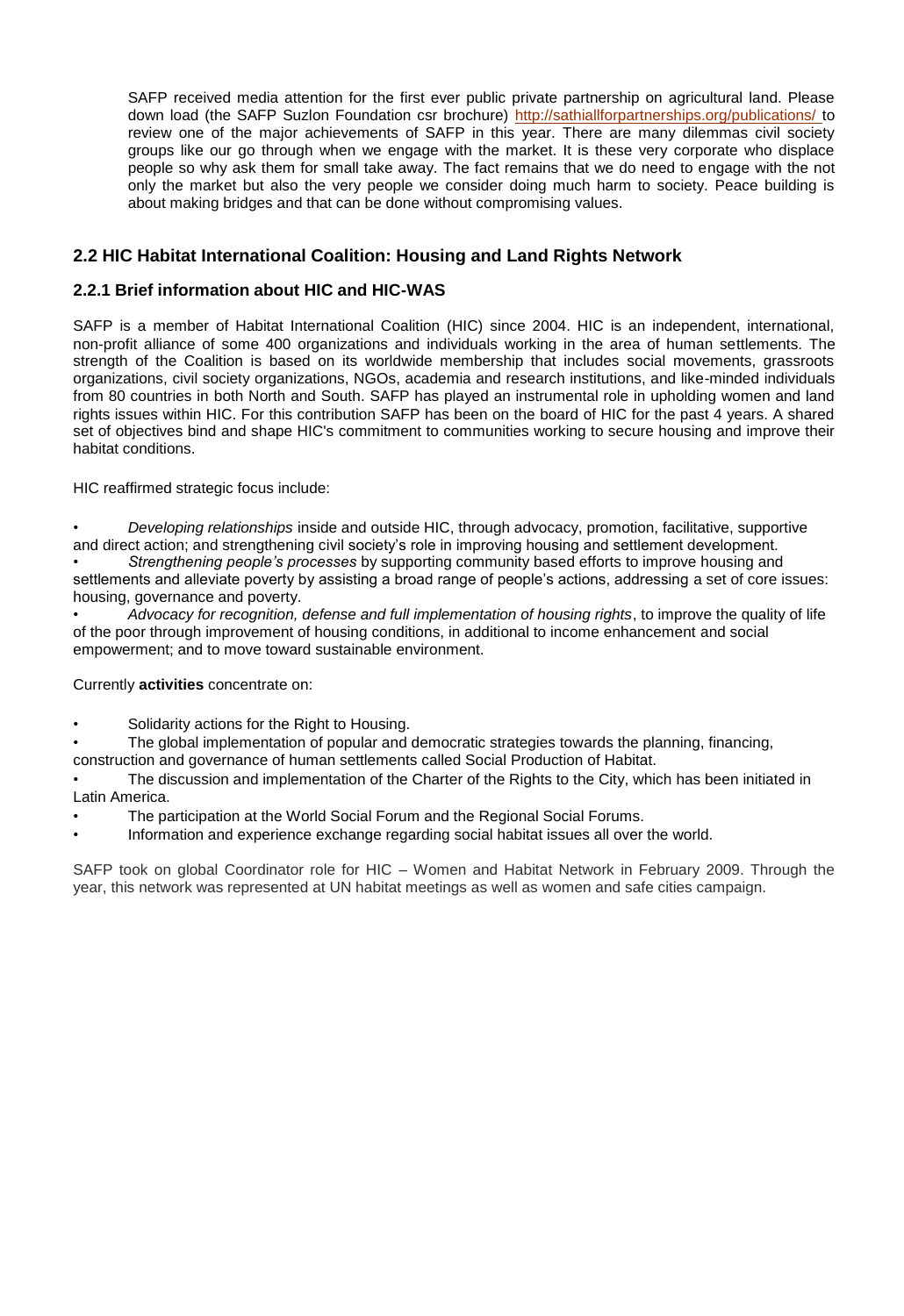SAFP received media attention for the first ever public private partnership on agricultural land. Please down load (the SAFP Suzlon Foundation csr brochure) http://sathiallforpartnerships.org/publications/ to review one of the major achievements of SAFP in this year. There are many dilemmas civil society groups like our go through when we engage with the market. It is these very corporate who displace people so why ask them for small take away. The fact remains that we do need to engage with the not only the market but also the very people we consider doing much harm to society. Peace building is about making bridges and that can be done without compromising values.

## 2.2 HIC Habitat International Coalition: Housing and Land Rights Network

### 2.2.1 Brief information about HIC and HIC-WAS

SAFP is a member of Habitat International Coalition (HIC) since 2004. HIC is an independent, international, non-profit alliance of some 400 organizations and individuals working in the area of human settlements. The strength of the Coalition is based on its worldwide membership that includes social movements, grassroots organizations, civil society organizations, NGOs, academia and research institutions, and like-minded individuals from 80 countries in both North and South. SAFP has played an instrumental role in upholding women and land rights issues within HIC. For this contribution SAFP has been on the board of HIC for the past 4 years. A shared set of objectives bind and shape HIC's commitment to communities working to secure housing and improve their habitat conditions.

HIC reaffirmed strategic focus include:

- *Developing relationships* inside and outside HIC, through advocacy, promotion, facilitative, supportive and direct action; and strengthening civil society's role in improving housing and settlement development.
- *Strengthening people's processes* by supporting community based efforts to improve housing and settlements and alleviate poverty by assisting a broad range of people's actions, addressing a set of core issues: housing, governance and poverty.
- *Advocacy for recognition, defense and full implementation of housing rights*, to improve the quality of life of the poor through improvement of housing conditions, in additional to income enhancement and social empowerment; and to move toward sustainable environment.

Currently **activities** concentrate on:

- Solidarity actions for the Right to Housing.
- The global implementation of popular and democratic strategies towards the planning, financing, construction and governance of human settlements called Social Production of Habitat.
- The discussion and implementation of the Charter of the Rights to the City, which has been initiated in Latin America.
- The participation at the World Social Forum and the Regional Social Forums.
- Information and experience exchange regarding social habitat issues all over the world.

SAFP took on global Coordinator role for HIC – Women and Habitat Network in February 2009. Through the year, this network was represented at UN habitat meetings as well as women and safe cities campaign.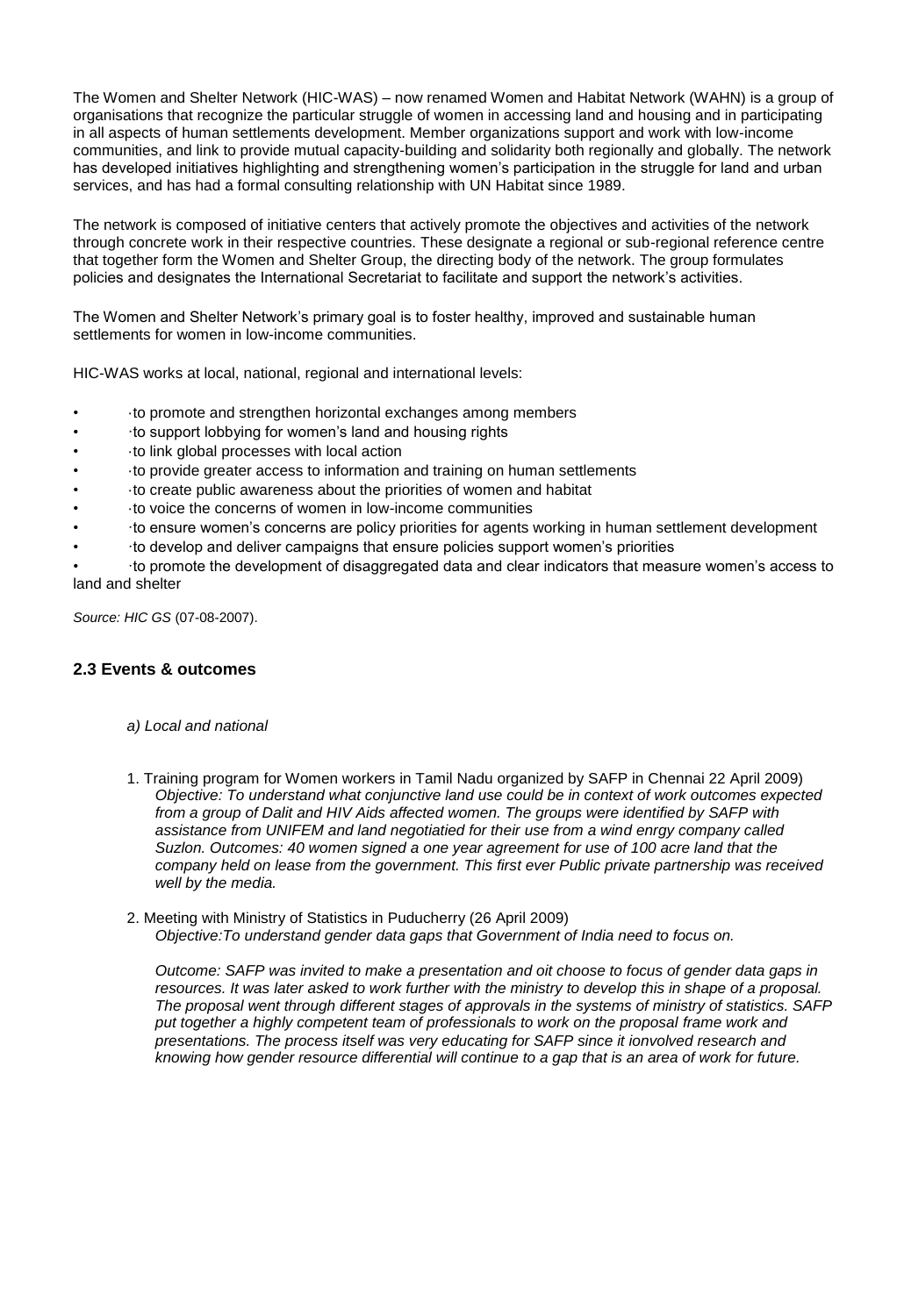The Women and Shelter Network (HIC-WAS) – now renamed Women and Habitat Network (WAHN) is a group of organisations that recognize the particular struggle of women in accessing land and housing and in participating in all aspects of human settlements development. Member organizations support and work with low-income communities, and link to provide mutual capacity-building and solidarity both regionally and globally. The network has developed initiatives highlighting and strengthening women's participation in the struggle for land and urban services, and has had a formal consulting relationship with UN Habitat since 1989.

The network is composed of initiative centers that actively promote the objectives and activities of the network through concrete work in their respective countries. These designate a regional or sub-regional reference centre that together form the Women and Shelter Group, the directing body of the network. The group formulates policies and designates the International Secretariat to facilitate and support the network's activities.

The Women and Shelter Network's primary goal is to foster healthy, improved and sustainable human settlements for women in low-income communities.

HIC-WAS works at local, national, regional and international levels:

- ·to promote and strengthen horizontal exchanges among members
- ·to support lobbying for women's land and housing rights
- ·to link global processes with local action
- ·to provide greater access to information and training on human settlements
- ·to create public awareness about the priorities of women and habitat
- ·to voice the concerns of women in low-income communities
- ·to ensure women's concerns are policy priorities for agents working in human settlement development
- ·to develop and deliver campaigns that ensure policies support women's priorities
- ·to promote the development of disaggregated data and clear indicators that measure women's access to land and shelter

*Source: HIC GS* (07-08-2007).

## 2.3 Events & outcomes

*a) Local and national*

1. Training program for Women workers in Tamil Nadu organized by SAFP in Chennai 22 April 2009)
   *Objective: To understand what conjunctive land use could be in context of work outcomes expected from a group of Dalit and HIV Aids affected women. The groups were identified by SAFP with assistance from UNIFEM and land negotiatied for their use from a wind enrgy company called Suzlon. Outcomes: 40 women signed a one year agreement for use of 100 acre land that the company held on lease from the government. This first ever Public private partnership was received well by the media.*

2. Meeting with Ministry of Statistics in Puducherry (26 April 2009)
   *Objective:To understand gender data gaps that Government of India need to focus on.*

   *Outcome: SAFP was invited to make a presentation and oit choose to focus of gender data gaps in resources. It was later asked to work further with the ministry to develop this in shape of a proposal. The proposal went through different stages of approvals in the systems of ministry of statistics. SAFP put together a highly competent team of professionals to work on the proposal frame work and presentations. The process itself was very educating for SAFP since it ionvolved research and knowing how gender resource differential will continue to a gap that is an area of work for future.*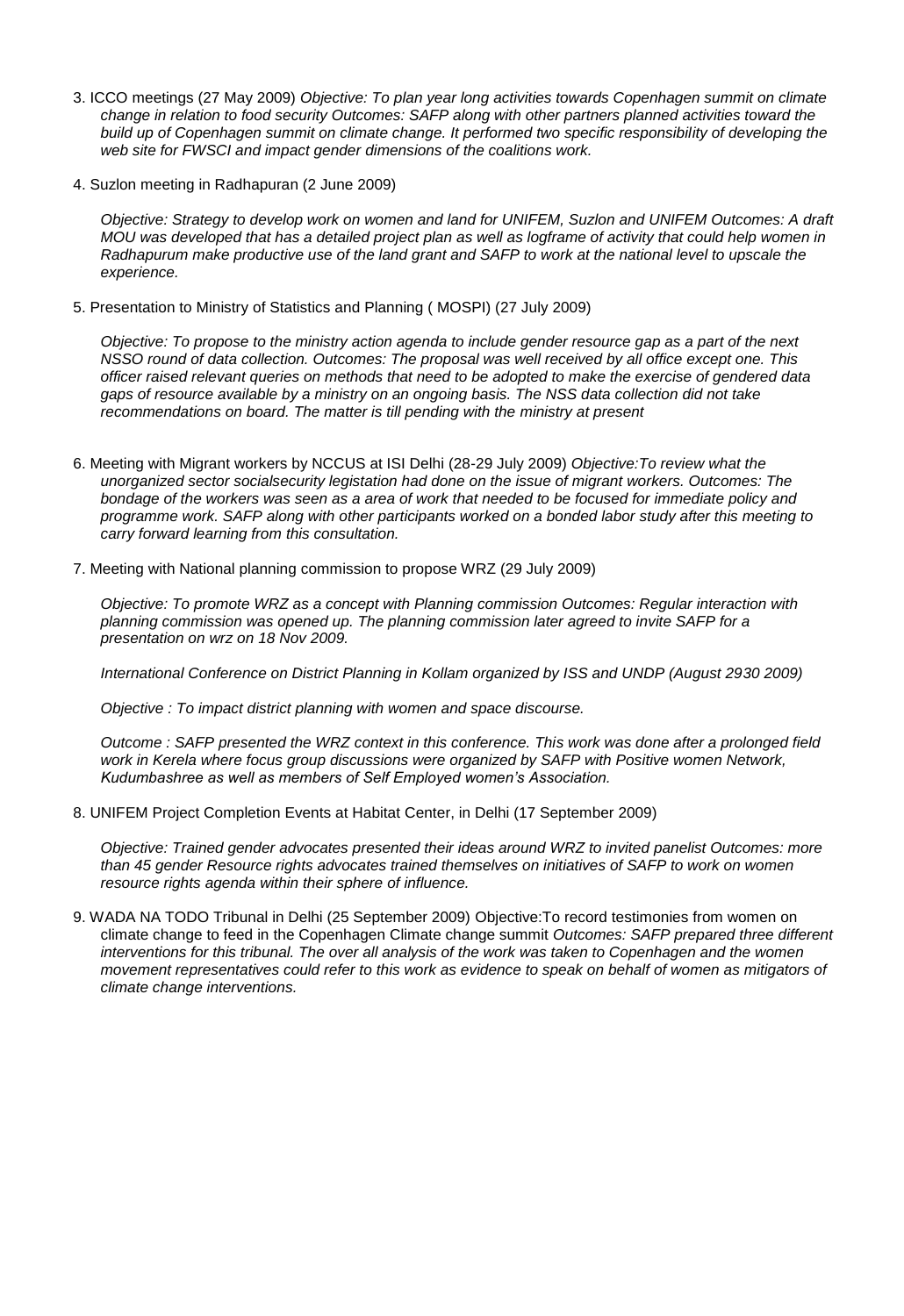3. ICCO meetings (27 May 2009) *Objective: To plan year long activities towards Copenhagen summit on climate change in relation to food security Outcomes: SAFP along with other partners planned activities toward the build up of Copenhagen summit on climate change. It performed two specific responsibility of developing the web site for FWSCI and impact gender dimensions of the coalitions work.*

4. Suzlon meeting in Radhapuran (2 June 2009)

   *Objective: Strategy to develop work on women and land for UNIFEM, Suzlon and UNIFEM Outcomes: A draft MOU was developed that has a detailed project plan as well as logframe of activity that could help women in Radhapurum make productive use of the land grant and SAFP to work at the national level to upscale the experience.*

5. Presentation to Ministry of Statistics and Planning ( MOSPI) (27 July 2009)

   *Objective: To propose to the ministry action agenda to include gender resource gap as a part of the next NSSO round of data collection. Outcomes: The proposal was well received by all office except one. This officer raised relevant queries on methods that need to be adopted to make the exercise of gendered data gaps of resource available by a ministry on an ongoing basis. The NSS data collection did not take recommendations on board. The matter is till pending with the ministry at present*

6. Meeting with Migrant workers by NCCUS at ISI Delhi (28-29 July 2009) *Objective:To review what the unorganized sector socialsecurity legistation had done on the issue of migrant workers. Outcomes: The bondage of the workers was seen as a area of work that needed to be focused for immediate policy and programme work. SAFP along with other participants worked on a bonded labor study after this meeting to carry forward learning from this consultation.*

7. Meeting with National planning commission to propose WRZ (29 July 2009)

   *Objective: To promote WRZ as a concept with Planning commission Outcomes: Regular interaction with planning commission was opened up. The planning commission later agreed to invite SAFP for a presentation on wrz on 18 Nov 2009.*

   *International Conference on District Planning in Kollam organized by ISS and UNDP (August 2930 2009)*

   *Objective : To impact district planning with women and space discourse.*

   *Outcome : SAFP presented the WRZ context in this conference. This work was done after a prolonged field work in Kerela where focus group discussions were organized by SAFP with Positive women Network, Kudumbashree as well as members of Self Employed women's Association.*

8. UNIFEM Project Completion Events at Habitat Center, in Delhi (17 September 2009)

   *Objective: Trained gender advocates presented their ideas around WRZ to invited panelist Outcomes: more than 45 gender Resource rights advocates trained themselves on initiatives of SAFP to work on women resource rights agenda within their sphere of influence.*

9. WADA NA TODO Tribunal in Delhi (25 September 2009) Objective:To record testimonies from women on climate change to feed in the Copenhagen Climate change summit *Outcomes: SAFP prepared three different interventions for this tribunal. The over all analysis of the work was taken to Copenhagen and the women movement representatives could refer to this work as evidence to speak on behalf of women as mitigators of climate change interventions.*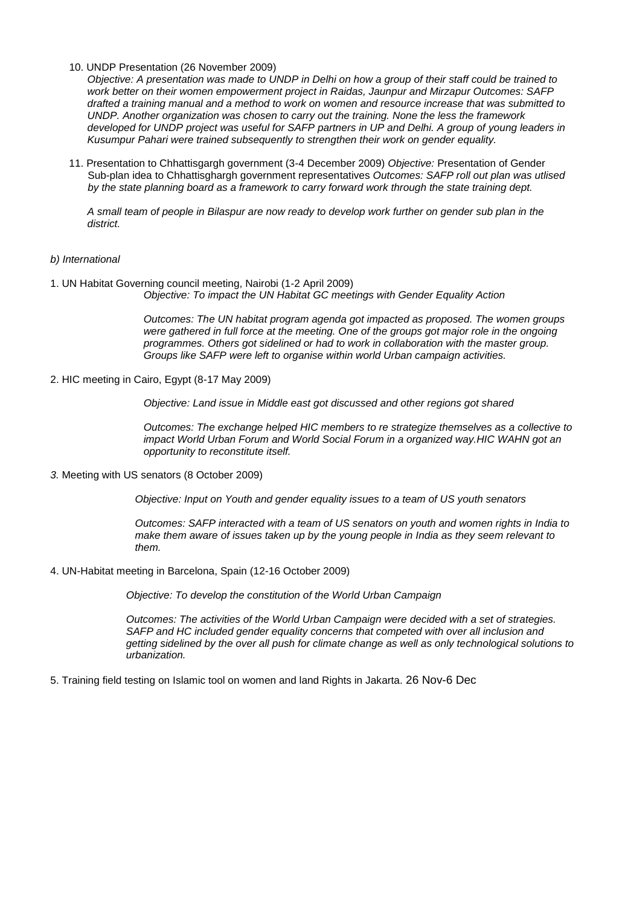10. UNDP Presentation (26 November 2009)
    *Objective: A presentation was made to UNDP in Delhi on how a group of their staff could be trained to work better on their women empowerment project in Raidas, Jaunpur and Mirzapur Outcomes: SAFP drafted a training manual and a method to work on women and resource increase that was submitted to UNDP. Another organization was chosen to carry out the training. None the less the framework developed for UNDP project was useful for SAFP partners in UP and Delhi. A group of young leaders in Kusumpur Pahari were trained subsequently to strengthen their work on gender equality.*

11. Presentation to Chhattisgargh government (3-4 December 2009) *Objective:* Presentation of Gender Sub-plan idea to Chhattisghargh government representatives *Outcomes: SAFP roll out plan was utlised by the state planning board as a framework to carry forward work through the state training dept.*

    *A small team of people in Bilaspur are now ready to develop work further on gender sub plan in the district.*

*b) International*

1. UN Habitat Governing council meeting, Nairobi (1-2 April 2009)
   *Objective: To impact the UN Habitat GC meetings with Gender Equality Action*

   *Outcomes: The UN habitat program agenda got impacted as proposed. The women groups were gathered in full force at the meeting. One of the groups got major role in the ongoing programmes. Others got sidelined or had to work in collaboration with the master group. Groups like SAFP were left to organise within world Urban campaign activities.*

2. HIC meeting in Cairo, Egypt (8-17 May 2009)

   *Objective: Land issue in Middle east got discussed and other regions got shared*

   *Outcomes: The exchange helped HIC members to re strategize themselves as a collective to impact World Urban Forum and World Social Forum in a organized way.HIC WAHN got an opportunity to reconstitute itself.*

*3.* Meeting with US senators (8 October 2009)

   *Objective: Input on Youth and gender equality issues to a team of US youth senators*

   *Outcomes: SAFP interacted with a team of US senators on youth and women rights in India to make them aware of issues taken up by the young people in India as they seem relevant to them.*

4. UN-Habitat meeting in Barcelona, Spain (12-16 October 2009)

   *Objective: To develop the constitution of the World Urban Campaign*

   *Outcomes: The activities of the World Urban Campaign were decided with a set of strategies. SAFP and HC included gender equality concerns that competed with over all inclusion and getting sidelined by the over all push for climate change as well as only technological solutions to urbanization.*

5. Training field testing on Islamic tool on women and land Rights in Jakarta. 26 Nov-6 Dec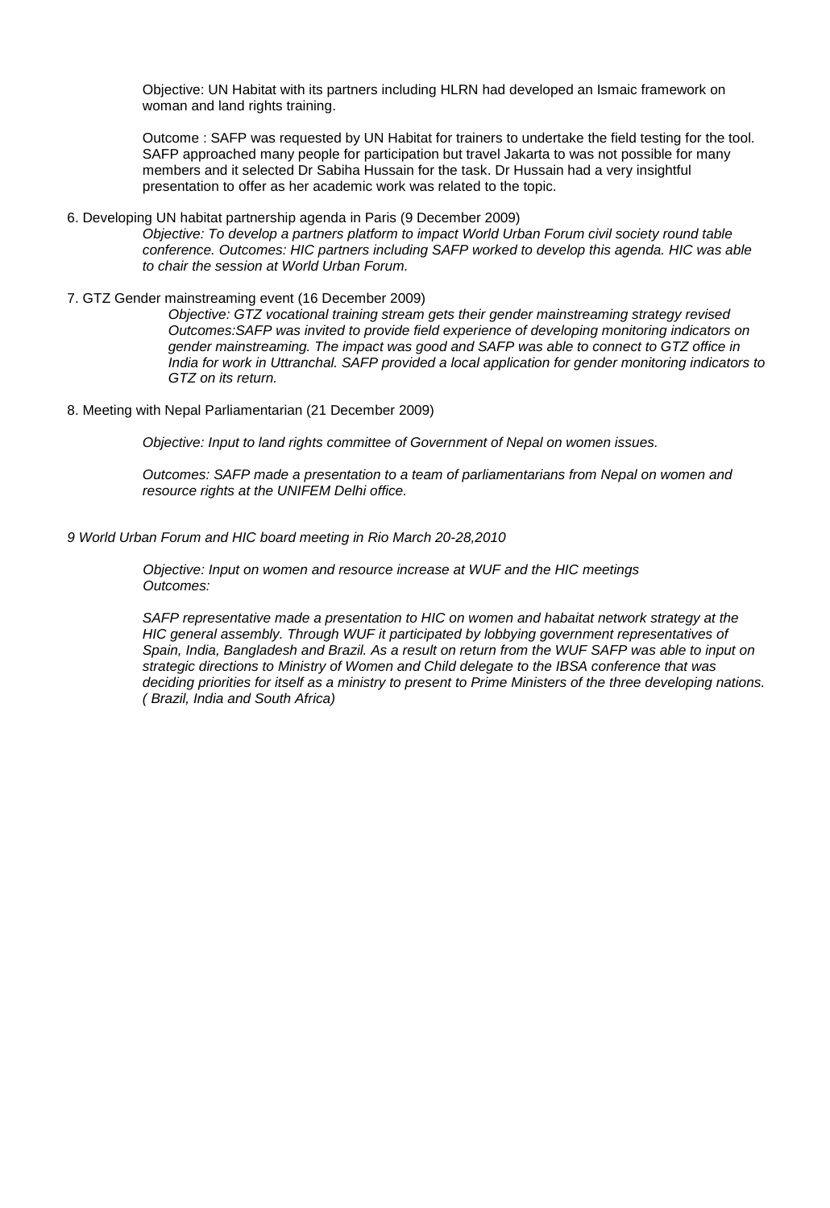Objective: UN Habitat with its partners including HLRN had developed an Ismaic framework on woman and land rights training.

Outcome : SAFP was requested by UN Habitat for trainers to undertake the field testing for the tool. SAFP approached many people for participation but travel Jakarta to was not possible for many members and it selected Dr Sabiha Hussain for the task. Dr Hussain had a very insightful presentation to offer as her academic work was related to the topic.

6. Developing UN habitat partnership agenda in Paris (9 December 2009)

*Objective: To develop a partners platform to impact World Urban Forum civil society round table conference. Outcomes: HIC partners including SAFP worked to develop this agenda. HIC was able to chair the session at World Urban Forum.*

7. GTZ Gender mainstreaming event (16 December 2009)

*Objective: GTZ vocational training stream gets their gender mainstreaming strategy revised Outcomes:SAFP was invited to provide field experience of developing monitoring indicators on gender mainstreaming. The impact was good and SAFP was able to connect to GTZ office in India for work in Uttranchal. SAFP provided a local application for gender monitoring indicators to GTZ on its return.*

8. Meeting with Nepal Parliamentarian (21 December 2009)

*Objective: Input to land rights committee of Government of Nepal on women issues.*

*Outcomes: SAFP made a presentation to a team of parliamentarians from Nepal on women and resource rights at the UNIFEM Delhi office.*

*9 World Urban Forum and HIC board meeting in Rio March 20-28,2010*

*Objective: Input on women and resource increase at WUF and the HIC meetings Outcomes:*

*SAFP representative made a presentation to HIC on women and habaitat network strategy at the HIC general assembly. Through WUF it participated by lobbying government representatives of Spain, India, Bangladesh and Brazil. As a result on return from the WUF SAFP was able to input on strategic directions to Ministry of Women and Child delegate to the IBSA conference that was deciding priorities for itself as a ministry to present to Prime Ministers of the three developing nations. ( Brazil, India and South Africa)*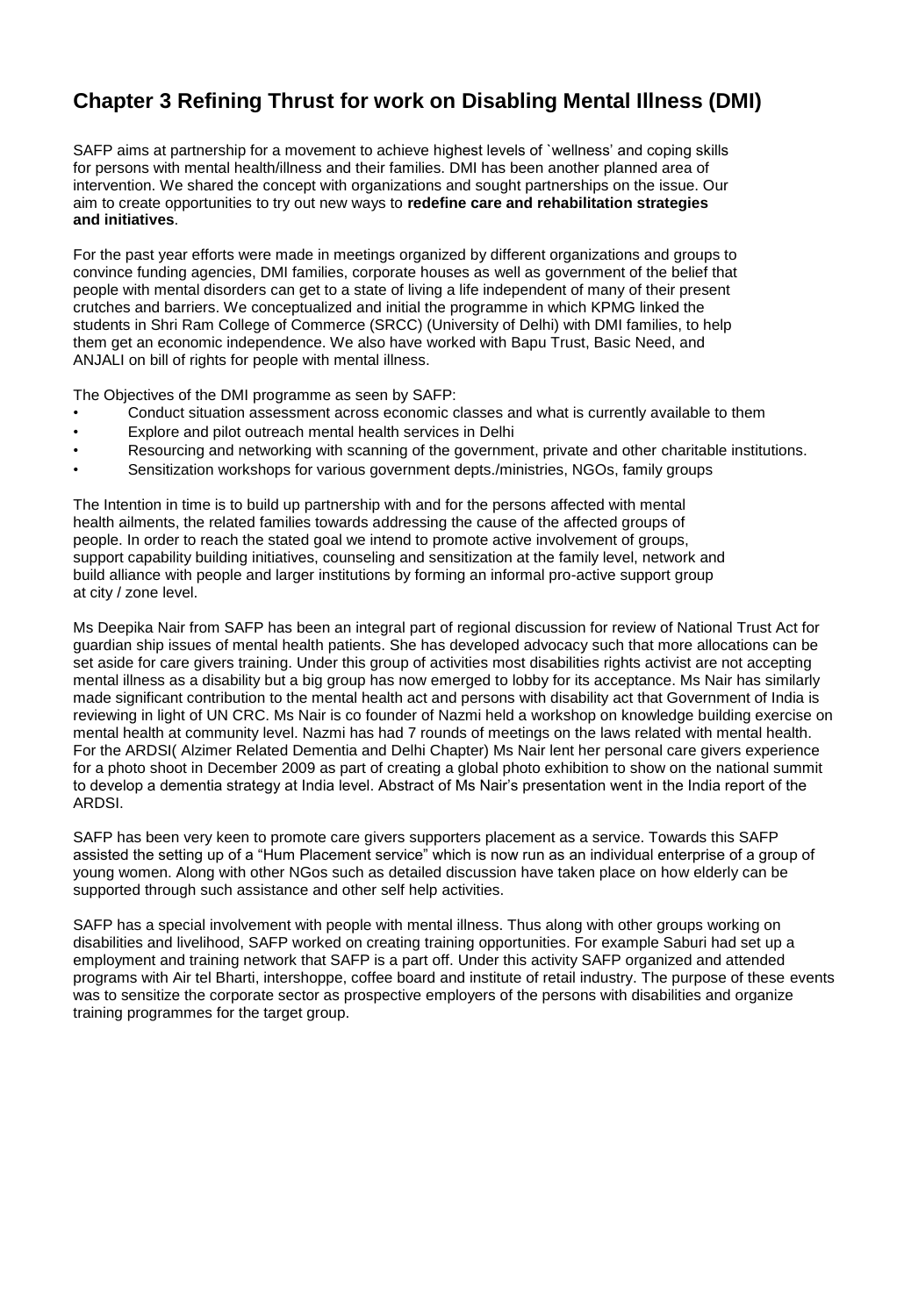# Chapter 3 Refining Thrust for work on Disabling Mental Illness (DMI)

SAFP aims at partnership for a movement to achieve highest levels of `wellness' and coping skills for persons with mental health/illness and their families. DMI has been another planned area of intervention. We shared the concept with organizations and sought partnerships on the issue. Our aim to create opportunities to try out new ways to **redefine care and rehabilitation strategies and initiatives**.

For the past year efforts were made in meetings organized by different organizations and groups to convince funding agencies, DMI families, corporate houses as well as government of the belief that people with mental disorders can get to a state of living a life independent of many of their present crutches and barriers. We conceptualized and initial the programme in which KPMG linked the students in Shri Ram College of Commerce (SRCC) (University of Delhi) with DMI families, to help them get an economic independence. We also have worked with Bapu Trust, Basic Need, and ANJALI on bill of rights for people with mental illness.

The Objectives of the DMI programme as seen by SAFP:

- Conduct situation assessment across economic classes and what is currently available to them
- Explore and pilot outreach mental health services in Delhi
- Resourcing and networking with scanning of the government, private and other charitable institutions.
- Sensitization workshops for various government depts./ministries, NGOs, family groups

The Intention in time is to build up partnership with and for the persons affected with mental health ailments, the related families towards addressing the cause of the affected groups of people. In order to reach the stated goal we intend to promote active involvement of groups, support capability building initiatives, counseling and sensitization at the family level, network and build alliance with people and larger institutions by forming an informal pro-active support group at city / zone level.

Ms Deepika Nair from SAFP has been an integral part of regional discussion for review of National Trust Act for guardian ship issues of mental health patients. She has developed advocacy such that more allocations can be set aside for care givers training. Under this group of activities most disabilities rights activist are not accepting mental illness as a disability but a big group has now emerged to lobby for its acceptance. Ms Nair has similarly made significant contribution to the mental health act and persons with disability act that Government of India is reviewing in light of UN CRC. Ms Nair is co founder of Nazmi held a workshop on knowledge building exercise on mental health at community level. Nazmi has had 7 rounds of meetings on the laws related with mental health. For the ARDSI( Alzimer Related Dementia and Delhi Chapter) Ms Nair lent her personal care givers experience for a photo shoot in December 2009 as part of creating a global photo exhibition to show on the national summit to develop a dementia strategy at India level. Abstract of Ms Nair's presentation went in the India report of the ARDSI.

SAFP has been very keen to promote care givers supporters placement as a service. Towards this SAFP assisted the setting up of a "Hum Placement service" which is now run as an individual enterprise of a group of young women. Along with other NGos such as detailed discussion have taken place on how elderly can be supported through such assistance and other self help activities.

SAFP has a special involvement with people with mental illness. Thus along with other groups working on disabilities and livelihood, SAFP worked on creating training opportunities. For example Saburi had set up a employment and training network that SAFP is a part off. Under this activity SAFP organized and attended programs with Air tel Bharti, intershoppe, coffee board and institute of retail industry. The purpose of these events was to sensitize the corporate sector as prospective employers of the persons with disabilities and organize training programmes for the target group.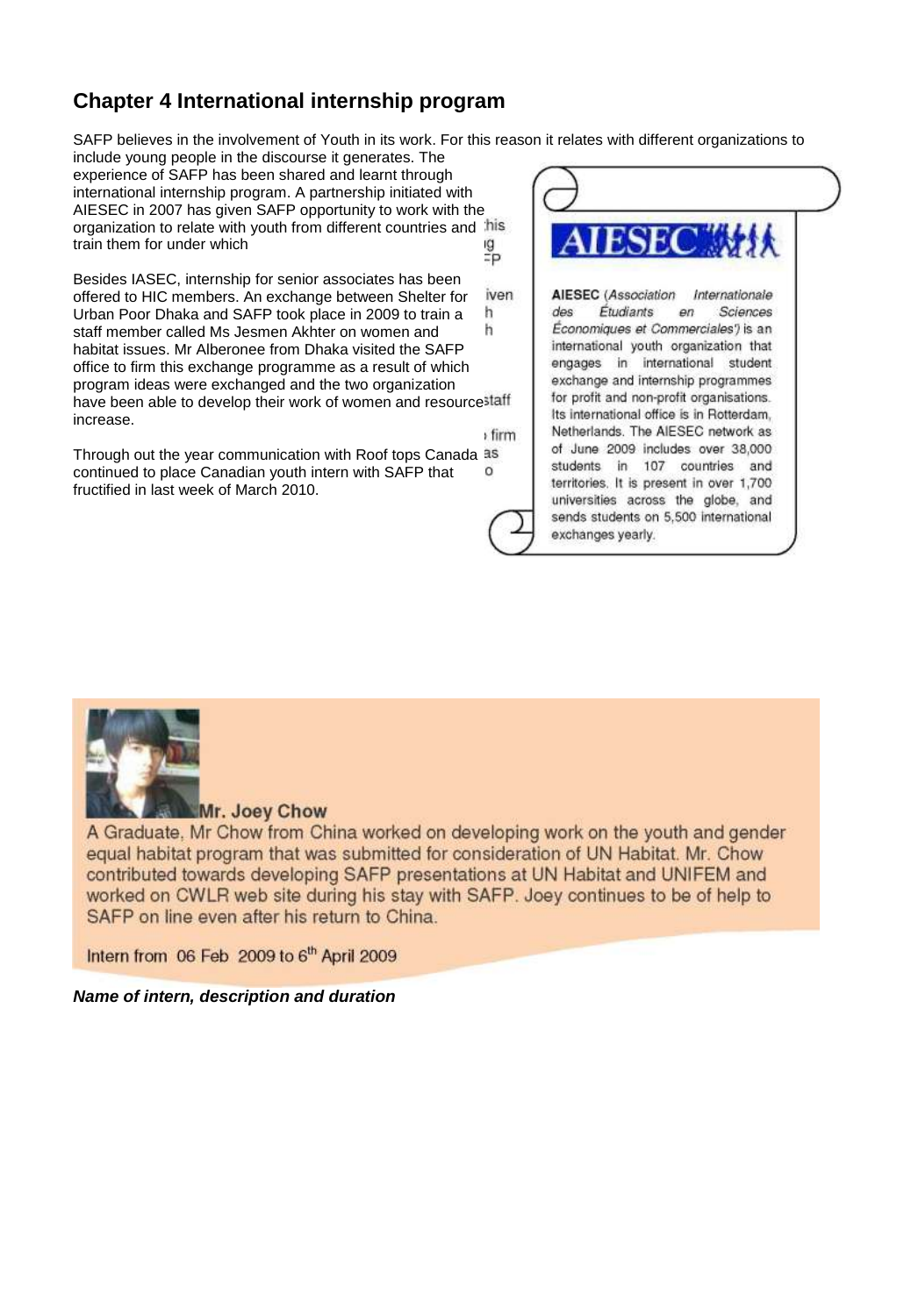## Chapter 4 International internship program

SAFP believes in the involvement of Youth in its work. For this reason it relates with different organizations to include young people in the discourse it generates. The experience of SAFP has been shared and learnt through international internship program. A partnership initiated with AIESEC in 2007 has given SAFP opportunity to work with the organization to relate with youth from different countries and train them for under which

Besides IASEC, internship for senior associates has been offered to HIC members. An exchange between Shelter for Urban Poor Dhaka and SAFP took place in 2009 to train a staff member called Ms Jesmen Akhter on women and habitat issues. Mr Alberonee from Dhaka visited the SAFP office to firm this exchange programme as a result of which program ideas were exchanged and the two organization have been able to develop their work of women and resource increase.

Through out the year communication with Roof tops Canada continued to place Canadian youth intern with SAFP that fructified in last week of March 2010.

**AIESEC**

**AIESEC** (*Association Internationale des Étudiants en Sciences Économiques et Commerciales'*) is an international youth organization that engages in international student exchange and internship programmes for profit and non-profit organisations. Its international office is in Rotterdam, Netherlands. The AIESEC network as of June 2009 includes over 38,000 students in 107 countries and territories. It is present in over 1,700 universities across the globe, and sends students on 5,500 international exchanges yearly.

**Mr. Joey Chow**

A Graduate, Mr Chow from China worked on developing work on the youth and gender equal habitat program that was submitted for consideration of UN Habitat. Mr. Chow contributed towards developing SAFP presentations at UN Habitat and UNIFEM and worked on CWLR web site during his stay with SAFP. Joey continues to be of help to SAFP on line even after his return to China.

Intern from 06 Feb 2009 to 6th April 2009

***Name of intern, description and duration***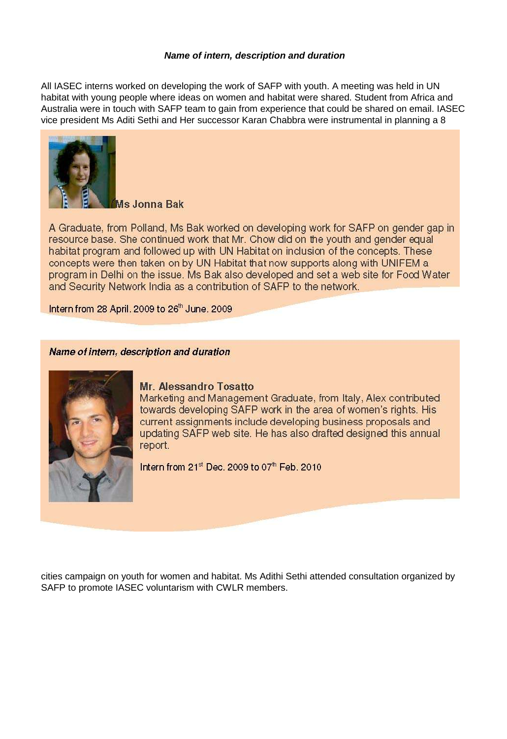***Name of intern, description and duration***

All IASEC interns worked on developing the work of SAFP with youth. A meeting was held in UN habitat with young people where ideas on women and habitat were shared. Student from Africa and Australia were in touch with SAFP team to gain from experience that could be shared on email. IASEC vice president Ms Aditi Sethi and Her successor Karan Chabbra were instrumental in planning a 8

**Ms Jonna Bak**

A Graduate, from Polland, Ms Bak worked on developing work for SAFP on gender gap in resource base. She continued work that Mr. Chow did on the youth and gender equal habitat program and followed up with UN Habitat on inclusion of the concepts. These concepts were then taken on by UN Habitat that now supports along with UNIFEM a program in Delhi on the issue. Ms Bak also developed and set a web site for Food Water and Security Network India as a contribution of SAFP to the network.

Intern from 28 April. 2009 to 26th June. 2009

***Name of intern, description and duration***

**Mr. Alessandro Tosatto**

Marketing and Management Graduate, from Italy, Alex contributed towards developing SAFP work in the area of women's rights. His current assignments include developing business proposals and updating SAFP web site. He has also drafted designed this annual report.

Intern from 21st Dec. 2009 to 07th Feb. 2010

cities campaign on youth for women and habitat. Ms Adithi Sethi attended consultation organized by SAFP to promote IASEC voluntarism with CWLR members.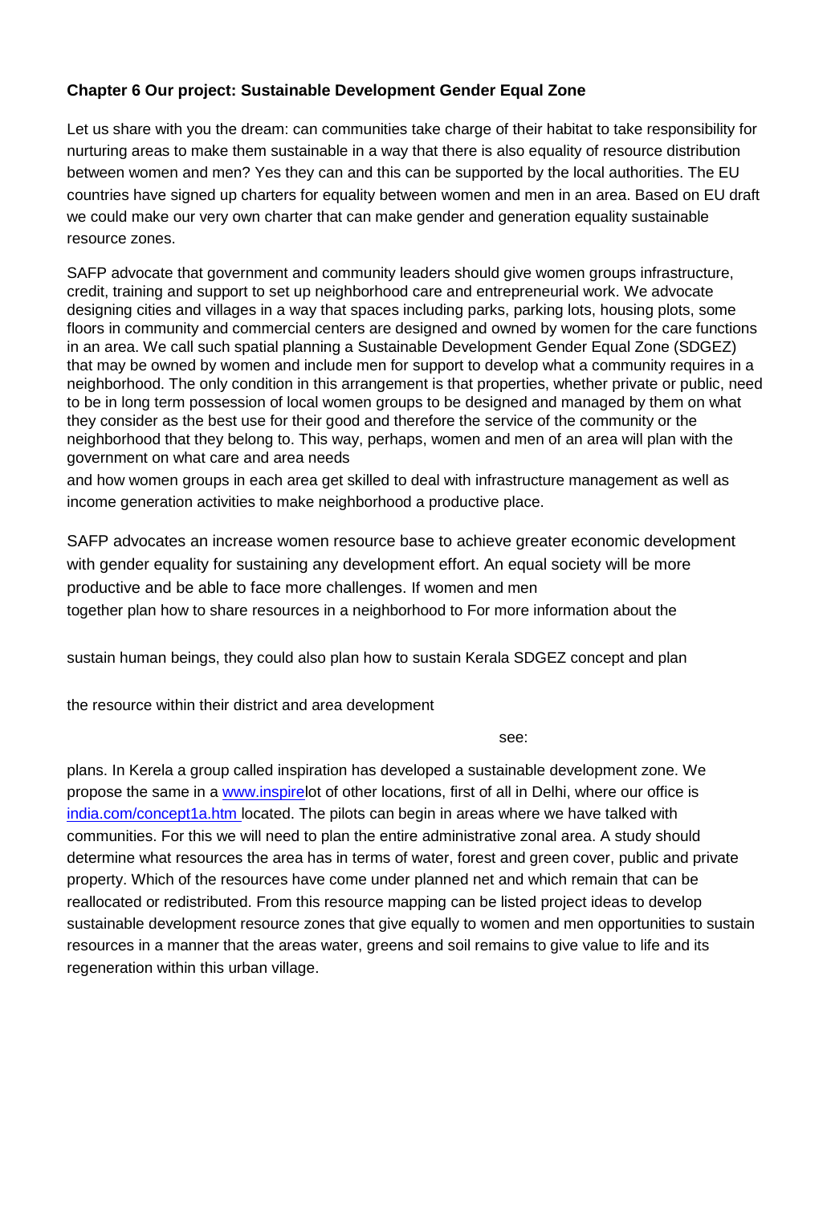**Chapter 6 Our project: Sustainable Development Gender Equal Zone**

Let us share with you the dream: can communities take charge of their habitat to take responsibility for nurturing areas to make them sustainable in a way that there is also equality of resource distribution between women and men? Yes they can and this can be supported by the local authorities. The EU countries have signed up charters for equality between women and men in an area. Based on EU draft we could make our very own charter that can make gender and generation equality sustainable resource zones.

SAFP advocate that government and community leaders should give women groups infrastructure, credit, training and support to set up neighborhood care and entrepreneurial work. We advocate designing cities and villages in a way that spaces including parks, parking lots, housing plots, some floors in community and commercial centers are designed and owned by women for the care functions in an area. We call such spatial planning a Sustainable Development Gender Equal Zone (SDGEZ) that may be owned by women and include men for support to develop what a community requires in a neighborhood. The only condition in this arrangement is that properties, whether private or public, need to be in long term possession of local women groups to be designed and managed by them on what they consider as the best use for their good and therefore the service of the community or the neighborhood that they belong to. This way, perhaps, women and men of an area will plan with the government on what care and area needs and how women groups in each area get skilled to deal with infrastructure management as well as income generation activities to make neighborhood a productive place.

SAFP advocates an increase women resource base to achieve greater economic development with gender equality for sustaining any development effort. An equal society will be more productive and be able to face more challenges. If women and men together plan how to share resources in a neighborhood to sustain human beings, they could also plan how to sustain the resource within their district and area development plans. In Kerela a group called inspiration has developed a sustainable development zone. We propose the same in a lot of other locations, first of all in Delhi, where our office is located. The pilots can begin in areas where we have talked with communities. For this we will need to plan the entire administrative zonal area. A study should determine what resources the area has in terms of water, forest and green cover, public and private property. Which of the resources have come under planned net and which remain that can be reallocated or redistributed. From this resource mapping can be listed project ideas to develop sustainable development resource zones that give equally to women and men opportunities to sustain resources in a manner that the areas water, greens and soil remains to give value to life and its regeneration within this urban village.

For more information about the Kerala SDGEZ concept and plan see: www.inspireindia.com/concept1a.htm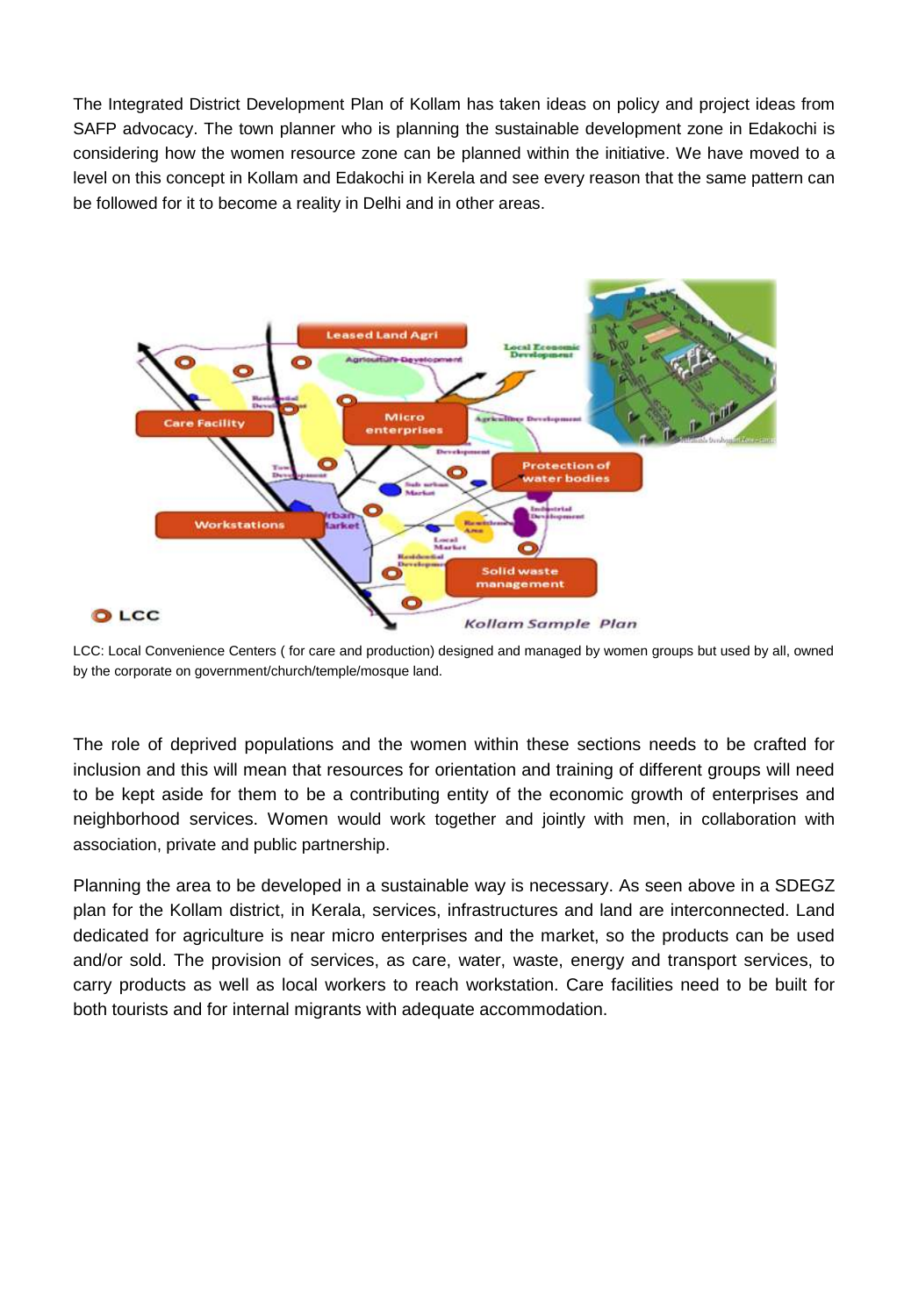The Integrated District Development Plan of Kollam has taken ideas on policy and project ideas from SAFP advocacy. The town planner who is planning the sustainable development zone in Edakochi is considering how the women resource zone can be planned within the initiative. We have moved to a level on this concept in Kollam and Edakochi in Kerela and see every reason that the same pattern can be followed for it to become a reality in Delhi and in other areas.

LCC: Local Convenience Centers ( for care and production) designed and managed by women groups but used by all, owned by the corporate on government/church/temple/mosque land.

The role of deprived populations and the women within these sections needs to be crafted for inclusion and this will mean that resources for orientation and training of different groups will need to be kept aside for them to be a contributing entity of the economic growth of enterprises and neighborhood services. Women would work together and jointly with men, in collaboration with association, private and public partnership.

Planning the area to be developed in a sustainable way is necessary. As seen above in a SDEGZ plan for the Kollam district, in Kerala, services, infrastructures and land are interconnected. Land dedicated for agriculture is near micro enterprises and the market, so the products can be used and/or sold. The provision of services, as care, water, waste, energy and transport services, to carry products as well as local workers to reach workstation. Care facilities need to be built for both tourists and for internal migrants with adequate accommodation.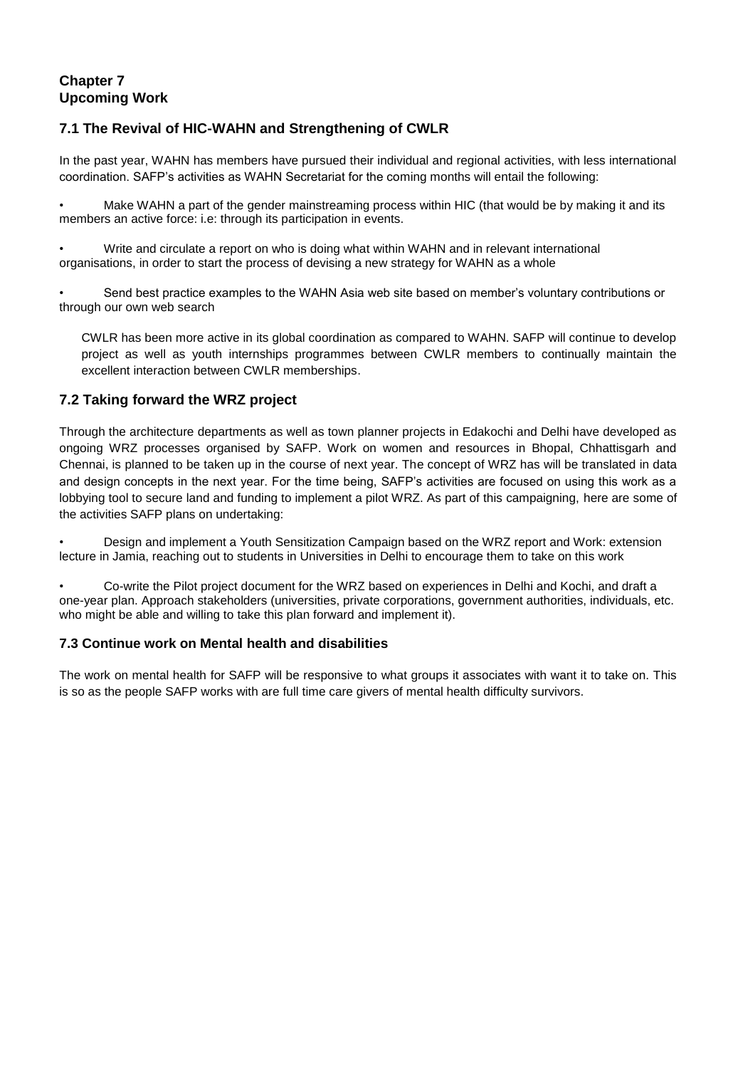# Chapter 7
# Upcoming Work

## 7.1 The Revival of HIC-WAHN and Strengthening of CWLR

In the past year, WAHN has members have pursued their individual and regional activities, with less international coordination. SAFP's activities as WAHN Secretariat for the coming months will entail the following:

- Make WAHN a part of the gender mainstreaming process within HIC (that would be by making it and its members an active force: i.e: through its participation in events.
- Write and circulate a report on who is doing what within WAHN and in relevant international organisations, in order to start the process of devising a new strategy for WAHN as a whole
- Send best practice examples to the WAHN Asia web site based on member's voluntary contributions or through our own web search

CWLR has been more active in its global coordination as compared to WAHN. SAFP will continue to develop project as well as youth internships programmes between CWLR members to continually maintain the excellent interaction between CWLR memberships.

## 7.2 Taking forward the WRZ project

Through the architecture departments as well as town planner projects in Edakochi and Delhi have developed as ongoing WRZ processes organised by SAFP. Work on women and resources in Bhopal, Chhattisgarh and Chennai, is planned to be taken up in the course of next year. The concept of WRZ has will be translated in data and design concepts in the next year. For the time being, SAFP's activities are focused on using this work as a lobbying tool to secure land and funding to implement a pilot WRZ. As part of this campaigning, here are some of the activities SAFP plans on undertaking:

- Design and implement a Youth Sensitization Campaign based on the WRZ report and Work: extension lecture in Jamia, reaching out to students in Universities in Delhi to encourage them to take on this work
- Co-write the Pilot project document for the WRZ based on experiences in Delhi and Kochi, and draft a one-year plan. Approach stakeholders (universities, private corporations, government authorities, individuals, etc. who might be able and willing to take this plan forward and implement it).

### 7.3 Continue work on Mental health and disabilities

The work on mental health for SAFP will be responsive to what groups it associates with want it to take on. This is so as the people SAFP works with are full time care givers of mental health difficulty survivors.